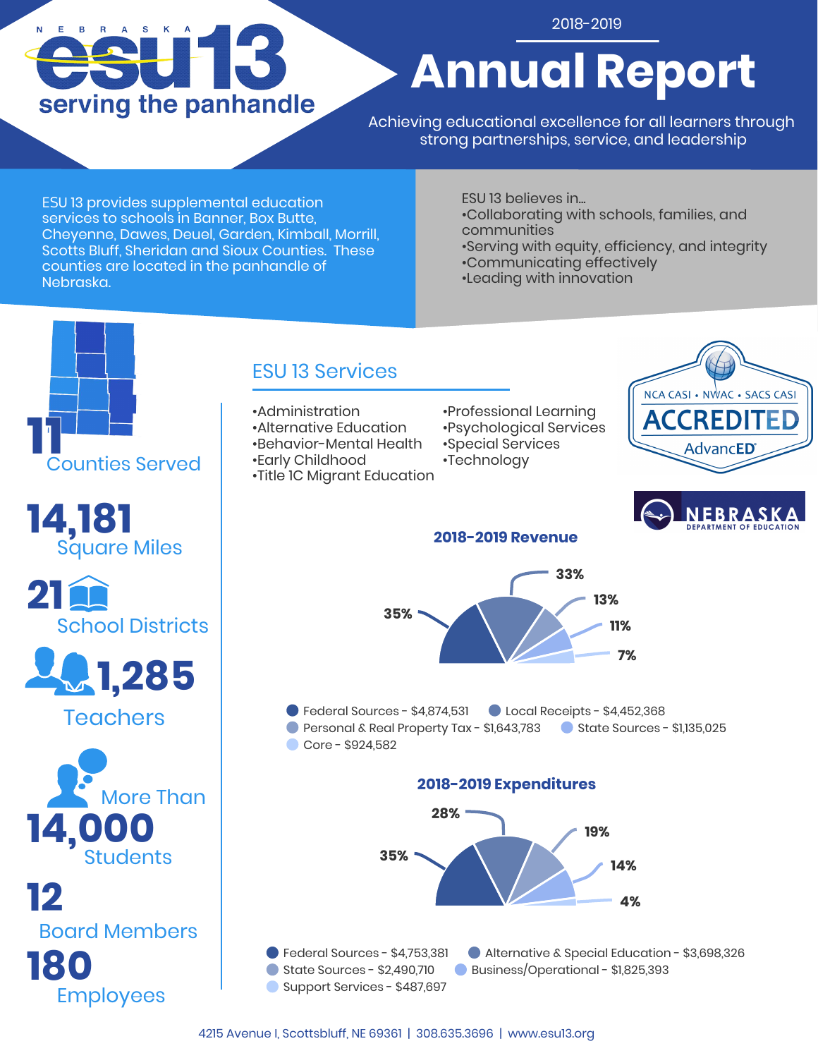NEBRASKA esu13 serving the panhandle

2018-2019

# Annual Report

Achieving educational excellence for all learners through strong partnerships, service, and leadership

ESU 13 provides supplemental education services to schools in Banner, Box Butte, Cheyenne, Dawes, Deuel, Garden, Kimball, Morrill, Scotts Bluff, Sheridan and Sioux Counties. These counties are located in the panhandle of Nebraska.

ESU 13 believes in...
- Collaborating with schools, families, and communities
- Serving with equity, efficiency, and integrity
- Communicating effectively
- Leading with innovation

**11** Counties Served

**14,181** Square Miles

**21** School Districts

**1,285** Teachers

More Than **14,000** Students

**12** Board Members

**180** Employees

## ESU 13 Services

- Administration
- Alternative Education
- Behavior-Mental Health
- Early Childhood
- Title 1C Migrant Education
- Professional Learning
- Psychological Services
- Special Services
- Technology

NCA CASI • NWAC • SACS CASI ACCREDITED AdvancED

NEBRASKA DEPARTMENT OF EDUCATION

### 2018-2019 Revenue

| Source | Amount | Percent |
|---|---|---|
| Federal Sources | $4,874,531 | 35% |
| Local Receipts | $4,452,368 | 33% |
| Personal & Real Property Tax | $1,643,783 | 13% |
| State Sources | $1,135,025 | 11% |
| Core | $924,582 | 7% |

### 2018-2019 Expenditures

| Category | Amount | Percent |
|---|---|---|
| Federal Sources | $4,753,381 | 35% |
| Alternative & Special Education | $3,698,326 | 28% |
| State Sources | $2,490,710 | 19% |
| Business/Operational | $1,825,393 | 14% |
| Support Services | $487,697 | 4% |

4215 Avenue I, Scottsbluff, NE 69361 | 308.635.3696 | www.esu13.org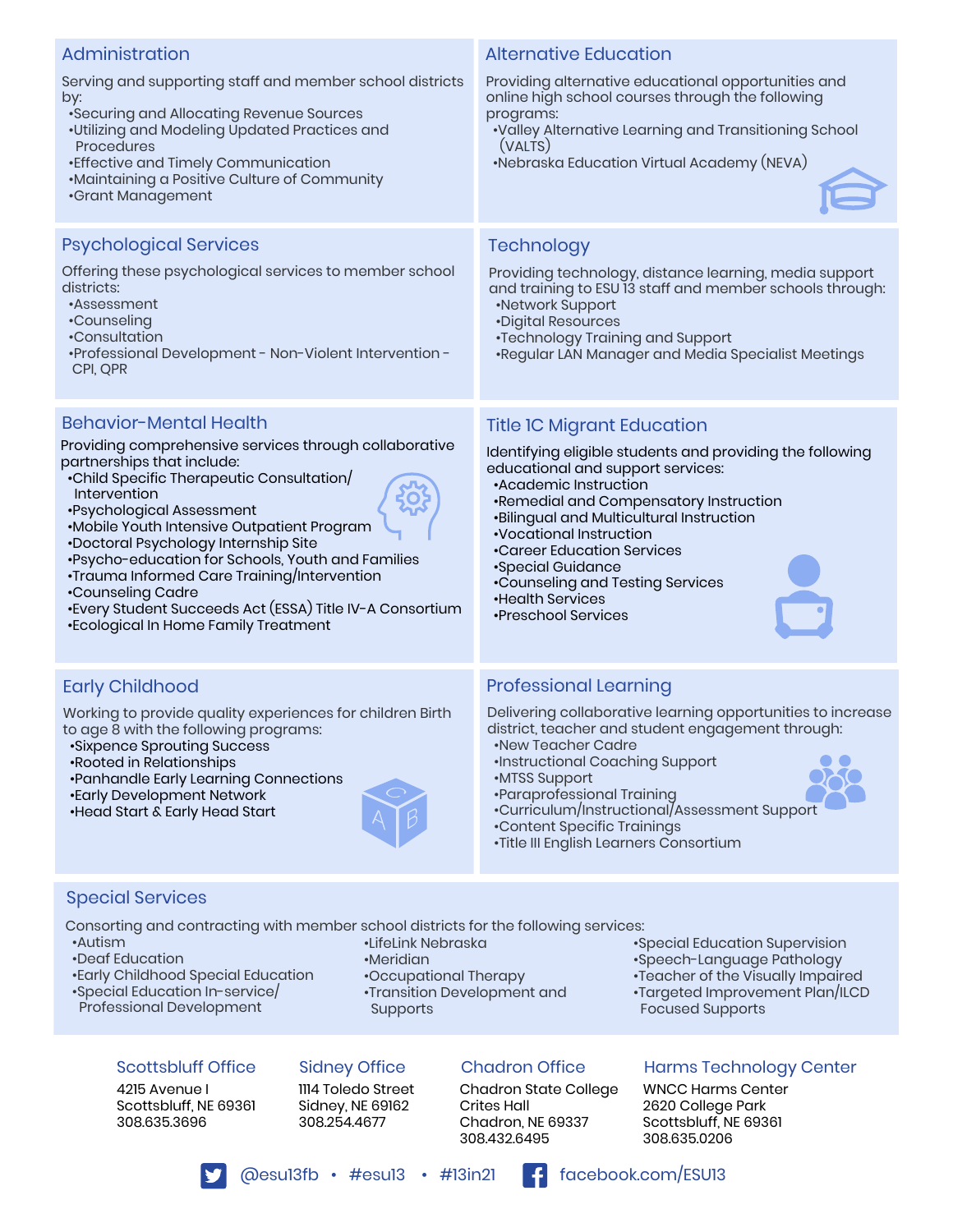## Administration

Serving and supporting staff and member school districts by:

- Securing and Allocating Revenue Sources
- Utilizing and Modeling Updated Practices and Procedures
- Effective and Timely Communication
- Maintaining a Positive Culture of Community
- Grant Management

## Alternative Education

Providing alternative educational opportunities and online high school courses through the following programs:

- Valley Alternative Learning and Transitioning School (VALTS)
- Nebraska Education Virtual Academy (NEVA)

## Psychological Services

Offering these psychological services to member school districts:

- Assessment
- Counseling
- Consultation
- Professional Development - Non-Violent Intervention - CPI, QPR

## Technology

Providing technology, distance learning, media support and training to ESU 13 staff and member schools through:

- Network Support
- Digital Resources
- Technology Training and Support
- Regular LAN Manager and Media Specialist Meetings

## Behavior-Mental Health

Providing comprehensive services through collaborative partnerships that include:

- Child Specific Therapeutic Consultation/ Intervention
- Psychological Assessment
- Mobile Youth Intensive Outpatient Program
- Doctoral Psychology Internship Site
- Psycho-education for Schools, Youth and Families
- Trauma Informed Care Training/Intervention
- Counseling Cadre
- Every Student Succeeds Act (ESSA) Title IV-A Consortium
- Ecological In Home Family Treatment

## Title 1C Migrant Education

Identifying eligible students and providing the following educational and support services:

- Academic Instruction
- Remedial and Compensatory Instruction
- Bilingual and Multicultural Instruction
- Vocational Instruction
- Career Education Services
- Special Guidance
- Counseling and Testing Services
- Health Services
- Preschool Services

## Early Childhood

Working to provide quality experiences for children Birth to age 8 with the following programs:

- Sixpence Sprouting Success
- Rooted in Relationships
- Panhandle Early Learning Connections
- Early Development Network
- Head Start & Early Head Start

## Professional Learning

Delivering collaborative learning opportunities to increase district, teacher and student engagement through:

- New Teacher Cadre
- Instructional Coaching Support
- MTSS Support
- Paraprofessional Training
- Curriculum/Instructional/Assessment Support
- Content Specific Trainings
- Title III English Learners Consortium

## Special Services

Consorting and contracting with member school districts for the following services:

- Autism
- Deaf Education
- Early Childhood Special Education
- Special Education In-service/ Professional Development
- LifeLink Nebraska
- Meridian
- Occupational Therapy
- Transition Development and Supports
- Special Education Supervision
- Speech-Language Pathology
- Teacher of the Visually Impaired
- Targeted Improvement Plan/ILCD Focused Supports

### Scottsbluff Office

4215 Avenue I
Scottsbluff, NE 69361
308.635.3696

### Sidney Office

1114 Toledo Street
Sidney, NE 69162
308.254.4677

### Chadron Office

Chadron State College
Crites Hall
Chadron, NE 69337
308.432.6495

### Harms Technology Center

WNCC Harms Center
2620 College Park
Scottsbluff, NE 69361
308.635.0206

@esu13fb • #esu13 • #13in21 facebook.com/ESU13